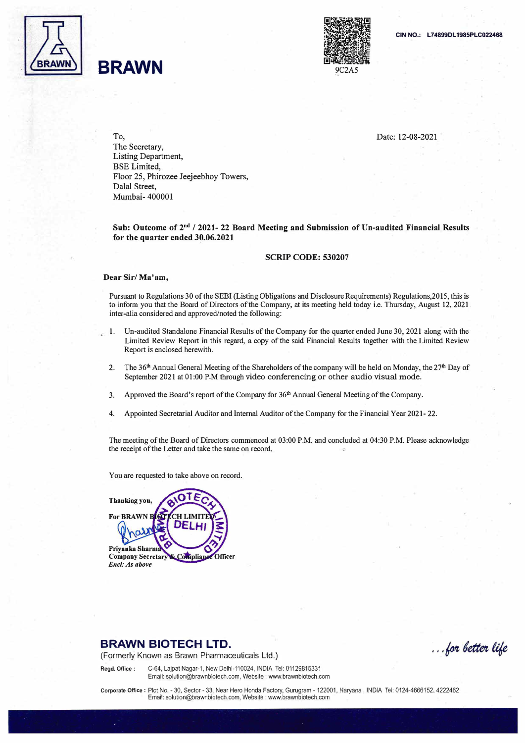# BRAWN

9C2A5

**CIN NO.: L74899DL1985PLC022468**

To,
The Secretary,
Listing Department,
BSE Limited,
Floor 25, Phirozee Jeejeebhoy Towers,
Dalal Street,
Mumbai- 400001

Date: 12-08-2021

**Sub: Outcome of 2nd / 2021- 22 Board Meeting and Submission of Un-audited Financial Results for the quarter ended 30.06.2021**

**SCRIP CODE: 530207**

**Dear Sir/ Ma'am,**

Pursuant to Regulations 30 of the SEBI (Listing Obligations and Disclosure Requirements) Regulations,2015, this is to inform you that the Board of Directors of the Company, at its meeting held today i.e. Thursday, August 12, 2021 inter-alia considered and approved/noted the following:

1. Un-audited Standalone Financial Results of the Company for the quarter ended June 30, 2021 along with the Limited Review Report in this regard, a copy of the said Financial Results together with the Limited Review Report is enclosed herewith.
2. The 36th Annual General Meeting of the Shareholders of the company will be held on Monday, the 27th Day of September 2021 at 01:00 P.M through video conferencing or other audio visual mode.
3. Approved the Board's report of the Company for 36th Annual General Meeting of the Company.
4. Appointed Secretarial Auditor and Internal Auditor of the Company for the Financial Year 2021- 22.

The meeting of the Board of Directors commenced at 03:00 P.M. and concluded at 04:30 P.M. Please acknowledge the receipt of the Letter and take the same on record.

You are requested to take above on record.

**Thanking you,**

**For BRAWN BIOTECH LIMITED**

**Priyanka Sharma**
**Company Secretary & Compliance Officer**
***Encl: As above***

## BRAWN BIOTECH LTD.
(Formerly Known as Brawn Pharmaceuticals Ltd.)

*...for better life*

**Regd. Office :** C-64, Lajpat Nagar-1, New Delhi-110024, INDIA Tel: 01129815331
Email: solution@brawnbiotech.com, Website : www.brawnbiotech.com

**Corporate Office :** Plot No. - 30, Sector - 33, Near Hero Honda Factory, Gurugram - 122001, Haryana , INDIA Tel: 0124-4666152, 4222462
Email: solution@brawnbiotech.com, Website : www.brawnbiotech.com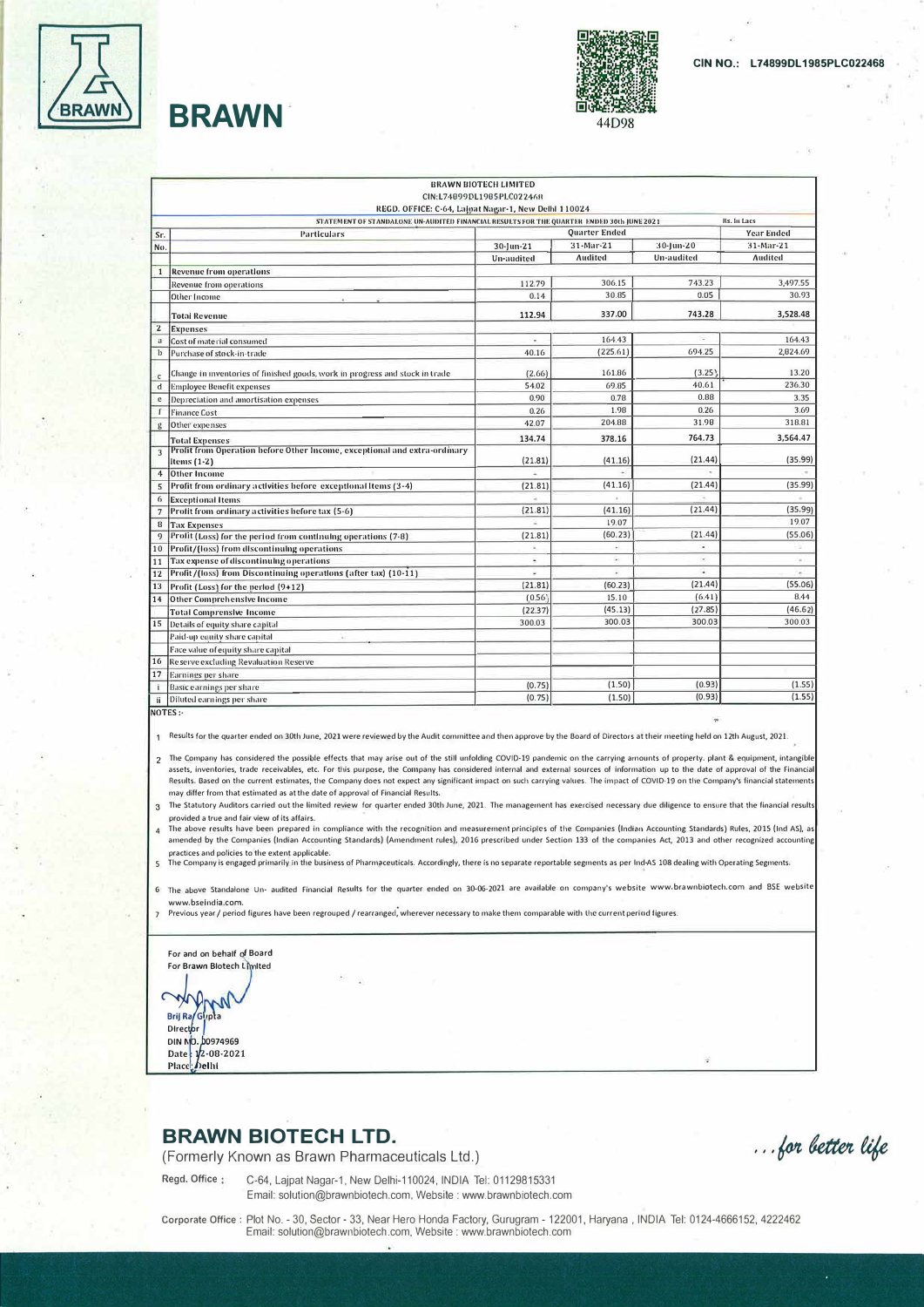# BRAWN

CIN NO.: L74899DL1985PLC022468

44D98

**BRAWN BIOTECH LIMITED**
CIN:L74899DL1985PLC022468
REGD. OFFICE: C-64, Lajpat Nagar-1, New Delhi 110024

STATEMENT OF STANDALONE UN-AUDITED FINANCIAL RESULTS FOR THE QUARTER ENDED 30th JUNE 2021 — Rs. In Lacs

| Sr. No. | Particulars | Quarter Ended | | | Year Ended |
|---|---|---|---|---|---|
| | | 30-Jun-21 | 31-Mar-21 | 30-Jun-20 | 31-Mar-21 |
| | | Un-audited | Audited | Un-audited | Audited |
| 1 | **Revenue from operations** | | | | |
| | Revenue from operations | 112.79 | 306.15 | 743.23 | 3,497.55 |
| | Other Income | 0.14 | 30.85 | 0.05 | 30.93 |
| | **Total Revenue** | 112.94 | 337.00 | 743.28 | 3,528.48 |
| 2 | **Expenses** | | | | |
| a | Cost of material consumed | - | 164.43 | - | 164.43 |
| b | Purchase of stock-in-trade | 40.16 | (225.61) | 694.25 | 2,024.69 |
| c | Change in inventories of finished goods, work in progress and stock in trade | (2.66) | 161.86 | (3.25) | 13.20 |
| d | Employee Benefit expenses | 54.02 | 69.85 | 40.61 | 236.30 |
| e | Depreciation and amortisation expenses | 0.90 | 0.78 | 0.88 | 3.35 |
| f | Finance Cost | 0.26 | 1.98 | 0.26 | 3.69 |
| g | Other expenses | 42.07 | 204.88 | 31.98 | 318.81 |
| | **Total Expenses** | 134.74 | 378.16 | 764.73 | 3,564.47 |
| 3 | Profit from Operation before Other Income, exceptional and extra-ordinary items (1-2) | (21.81) | (41.16) | (21.44) | (35.99) |
| 4 | Other Income | - | - | - | - |
| 5 | Profit from ordinary activities before exceptional Items (3-4) | (21.81) | (41.16) | (21.44) | (35.99) |
| 6 | Exceptional Items | - | - | - | - |
| 7 | Profit from ordinary activities before tax (5-6) | (21.81) | (41.16) | (21.44) | (35.99) |
| 8 | Tax Expenses | - | 19.07 | | 19.07 |
| 9 | Profit (Loss) for the period from continuing operations (7-8) | (21.81) | (60.23) | (21.44) | (55.06) |
| 10 | Profit/(loss) from discontinuing operations | - | - | - | - |
| 11 | Tax expense of discontinuing operations | - | - | - | - |
| 12 | Profit/(loss) from Discontinuing operations (after tax) (10-11) | - | - | - | - |
| 13 | Profit (Loss) for the period (9+12) | (21.81) | (60.23) | (21.44) | (55.06) |
| 14 | Other Comprehensive Income | (0.56) | 15.10 | (6.41) | 8.44 |
| | Total Comprensive Income | (22.37) | (45.13) | (27.85) | (46.62) |
| 15 | Details of equity share capital | 300.03 | 300.03 | 300.03 | 300.03 |
| | Paid-up equity share capital | | | | |
| | Face value of equity share capital | | | | |
| 16 | Reserve excluding Revaluation Reserve | | | | |
| 17 | Earnings per share | | | | |
| i | Basic earnings per share | (0.75) | (1.50) | (0.93) | (1.55) |
| ii | Diluted earnings per share | (0.75) | (1.50) | (0.93) | (1.55) |

NOTES :-

1. Results for the quarter ended on 30th June, 2021 were reviewed by the Audit committee and then approve by the Board of Directors at their meeting held on 12th August, 2021.
2. The Company has considered the possible effects that may arise out of the still unfolding COVID-19 pandemic on the carrying amounts of property. plant & equipment, intangible assets, inventories, trade receivables, etc. For this purpose, the Company has considered internal and external sources of information up to the date of approval of the Financial Results. Based on the current estimates, the Company does not expect any significant impact on such carrying values. The impact of COVID-19 on the Company's financial statements may differ from that estimated as at the date of approval of Financial Results.
3. The Statutory Auditors carried out the limited review for quarter ended 30th June, 2021. The management has exercised necessary due diligence to ensure that the financial results provided a true and fair view of its affairs.
4. The above results have been prepared in compliance with the recognition and measurement principles of the Companies (Indian Accounting Standards) Rules, 2015 (Ind AS), as amended by the Companies (Indian Accounting Standards) (Amendment rules), 2016 prescribed under Section 133 of the companies Act, 2013 and other recognized accounting practices and policies to the extent applicable.
5. The Company is engaged primarily in the business of Pharmaceuticals. Accordingly, there is no separate reportable segments as per Ind-AS 108 dealing with Operating Segments.
6. The above Standalone Un- audited Financial Results for the quarter ended on 30-06-2021 are available on company's website www.brawnbiotech.com and BSE website www.bseindia.com.
7. Previous year / period figures have been regrouped / rearranged, wherever necessary to make them comparable with the current period figures.

For and on behalf of Board
For Brawn Biotech Limited

Brij Raj Gupta
Director
DIN NO. 00974969
Date : 12-08-2021
Place: Delhi

## BRAWN BIOTECH LTD.

(Formerly Known as Brawn Pharmaceuticals Ltd.)

*...for better life*

Regd. Office : C-64, Lajpat Nagar-1, New Delhi-110024, INDIA Tel: 01129815331
Email: solution@brawnbiotech.com, Website : www.brawnbiotech.com

Corporate Office : Plot No. - 30, Sector - 33, Near Hero Honda Factory, Gurugram - 122001, Haryana , INDIA Tel: 0124-4666152, 4222462
Email: solution@brawnbiotech.com, Website : www.brawnbiotech.com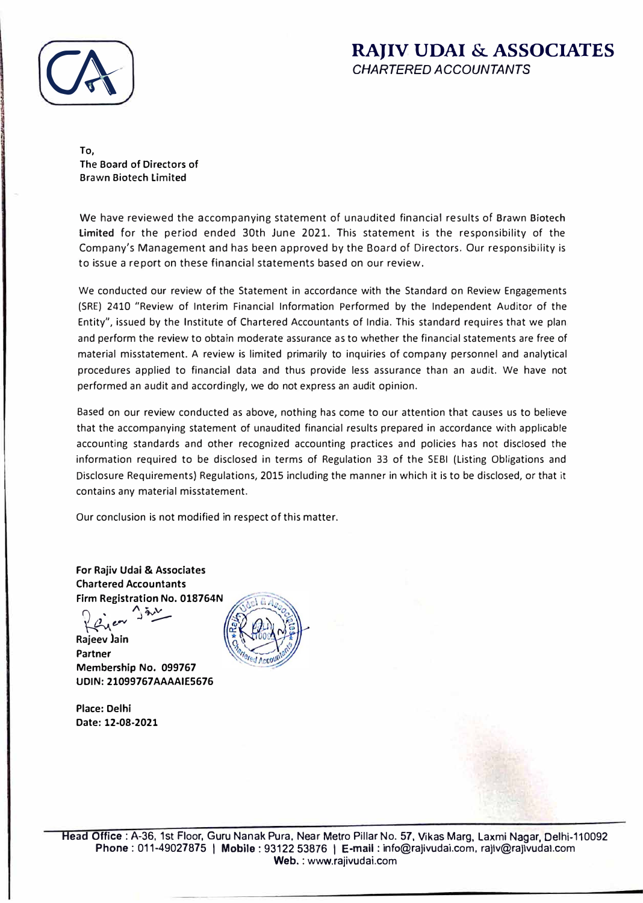# RAJIV UDAI & ASSOCIATES

*CHARTERED ACCOUNTANTS*

**To,**
**The Board of Directors of**
**Brawn Biotech Limited**

We have reviewed the accompanying statement of unaudited financial results of **Brawn Biotech Limited** for the period ended 30th June 2021. This statement is the responsibility of the Company's Management and has been approved by the Board of Directors. Our responsibility is to issue a report on these financial statements based on our review.

We conducted our review of the Statement in accordance with the Standard on Review Engagements (SRE) 2410 "Review of Interim Financial Information Performed by the Independent Auditor of the Entity", issued by the Institute of Chartered Accountants of India. This standard requires that we plan and perform the review to obtain moderate assurance as to whether the financial statements are free of material misstatement. A review is limited primarily to inquiries of company personnel and analytical procedures applied to financial data and thus provide less assurance than an audit. We have not performed an audit and accordingly, we do not express an audit opinion.

Based on our review conducted as above, nothing has come to our attention that causes us to believe that the accompanying statement of unaudited financial results prepared in accordance with applicable accounting standards and other recognized accounting practices and policies has not disclosed the information required to be disclosed in terms of Regulation 33 of the SEBI (Listing Obligations and Disclosure Requirements) Regulations, 2015 including the manner in which it is to be disclosed, or that it contains any material misstatement.

Our conclusion is not modified in respect of this matter.

**For Rajiv Udai & Associates**
**Chartered Accountants**
**Firm Registration No. 018764N**

**Rajeev Jain**
**Partner**
**Membership No. 099767**
**UDIN: 21099767AAAAIE5676**

**Place: Delhi**
**Date: 12-08-2021**

**Head Office** : A-36, 1st Floor, Guru Nanak Pura, Near Metro Pillar No. 57, Vikas Marg, Laxmi Nagar, Delhi-110092
**Phone** : 011-49027875 | **Mobile** : 93122 53876 | **E-mail** : info@rajivudai.com, rajiv@rajivudai.com
**Web.** : www.rajivudai.com